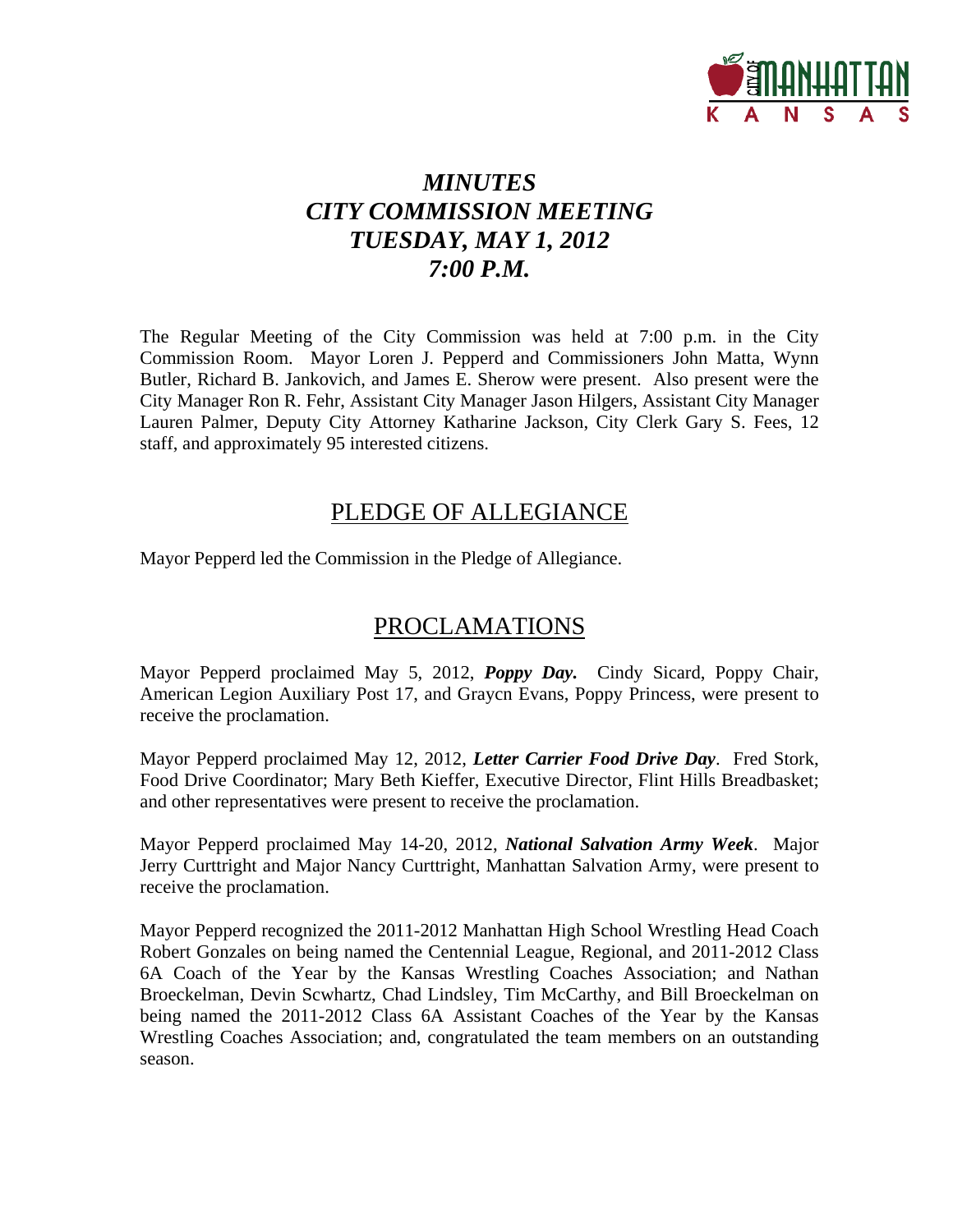# *MINUTES*
# *CITY COMMISSION MEETING*
# *TUESDAY, MAY 1, 2012*
# *7:00 P.M.*

The Regular Meeting of the City Commission was held at 7:00 p.m. in the City Commission Room. Mayor Loren J. Pepperd and Commissioners John Matta, Wynn Butler, Richard B. Jankovich, and James E. Sherow were present. Also present were the City Manager Ron R. Fehr, Assistant City Manager Jason Hilgers, Assistant City Manager Lauren Palmer, Deputy City Attorney Katharine Jackson, City Clerk Gary S. Fees, 12 staff, and approximately 95 interested citizens.

## PLEDGE OF ALLEGIANCE

Mayor Pepperd led the Commission in the Pledge of Allegiance.

## PROCLAMATIONS

Mayor Pepperd proclaimed May 5, 2012, ***Poppy Day.*** Cindy Sicard, Poppy Chair, American Legion Auxiliary Post 17, and Graycn Evans, Poppy Princess, were present to receive the proclamation.

Mayor Pepperd proclaimed May 12, 2012, ***Letter Carrier Food Drive Day***. Fred Stork, Food Drive Coordinator; Mary Beth Kieffer, Executive Director, Flint Hills Breadbasket; and other representatives were present to receive the proclamation.

Mayor Pepperd proclaimed May 14-20, 2012, ***National Salvation Army Week***. Major Jerry Curttright and Major Nancy Curttright, Manhattan Salvation Army, were present to receive the proclamation.

Mayor Pepperd recognized the 2011-2012 Manhattan High School Wrestling Head Coach Robert Gonzales on being named the Centennial League, Regional, and 2011-2012 Class 6A Coach of the Year by the Kansas Wrestling Coaches Association; and Nathan Broeckelman, Devin Scwhartz, Chad Lindsley, Tim McCarthy, and Bill Broeckelman on being named the 2011-2012 Class 6A Assistant Coaches of the Year by the Kansas Wrestling Coaches Association; and, congratulated the team members on an outstanding season.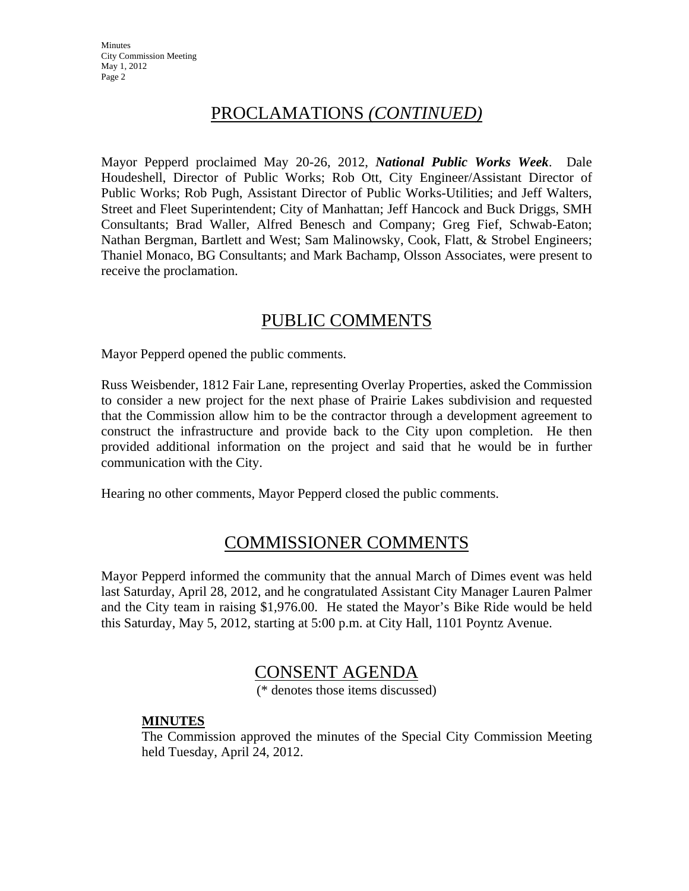## PROCLAMATIONS *(CONTINUED)*

Mayor Pepperd proclaimed May 20-26, 2012, ***National Public Works Week***. Dale Houdeshell, Director of Public Works; Rob Ott, City Engineer/Assistant Director of Public Works; Rob Pugh, Assistant Director of Public Works-Utilities; and Jeff Walters, Street and Fleet Superintendent; City of Manhattan; Jeff Hancock and Buck Driggs, SMH Consultants; Brad Waller, Alfred Benesch and Company; Greg Fief, Schwab-Eaton; Nathan Bergman, Bartlett and West; Sam Malinowsky, Cook, Flatt, & Strobel Engineers; Thaniel Monaco, BG Consultants; and Mark Bachamp, Olsson Associates, were present to receive the proclamation.

## PUBLIC COMMENTS

Mayor Pepperd opened the public comments.

Russ Weisbender, 1812 Fair Lane, representing Overlay Properties, asked the Commission to consider a new project for the next phase of Prairie Lakes subdivision and requested that the Commission allow him to be the contractor through a development agreement to construct the infrastructure and provide back to the City upon completion. He then provided additional information on the project and said that he would be in further communication with the City.

Hearing no other comments, Mayor Pepperd closed the public comments.

## COMMISSIONER COMMENTS

Mayor Pepperd informed the community that the annual March of Dimes event was held last Saturday, April 28, 2012, and he congratulated Assistant City Manager Lauren Palmer and the City team in raising $1,976.00. He stated the Mayor's Bike Ride would be held this Saturday, May 5, 2012, starting at 5:00 p.m. at City Hall, 1101 Poyntz Avenue.

## CONSENT AGENDA

(* denotes those items discussed)

**MINUTES**

The Commission approved the minutes of the Special City Commission Meeting held Tuesday, April 24, 2012.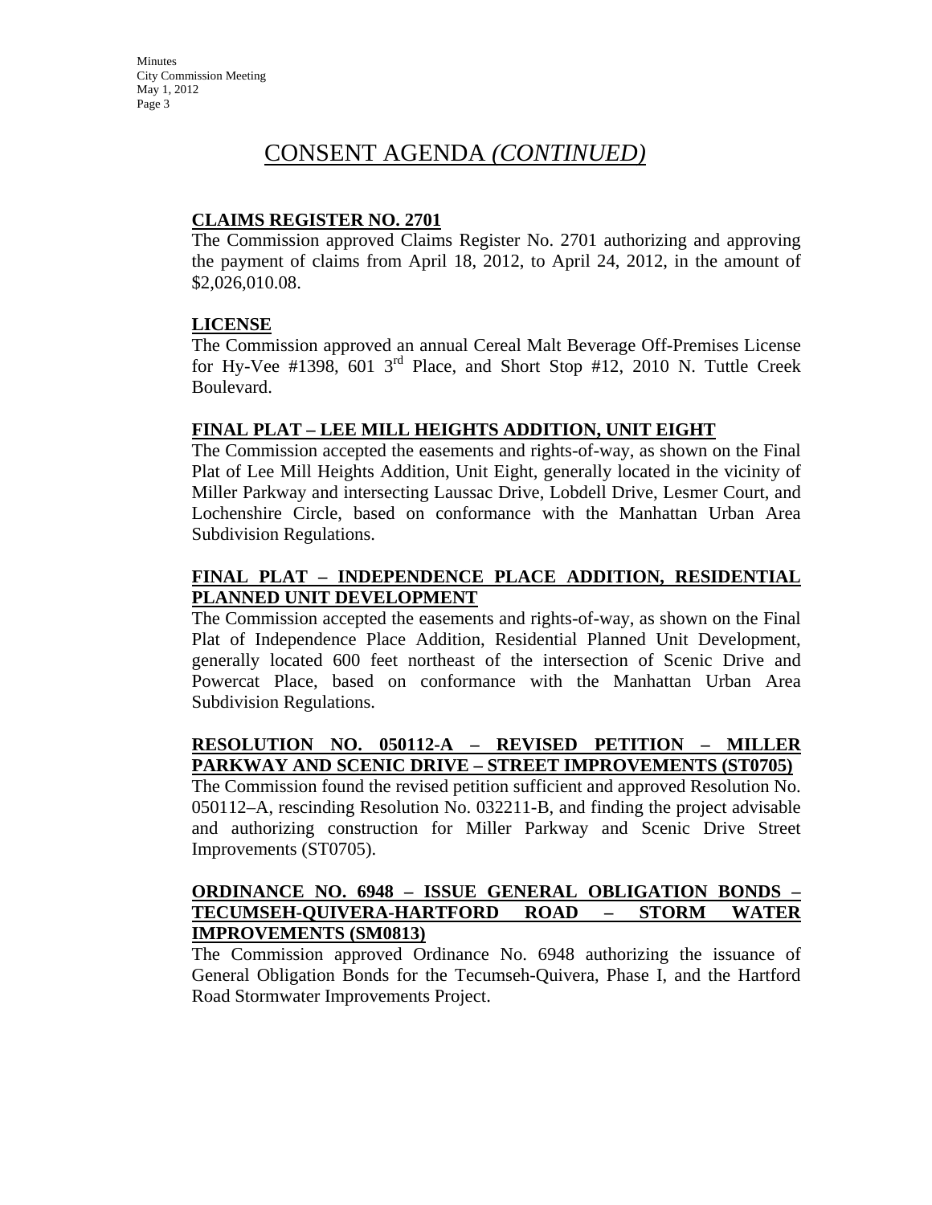# CONSENT AGENDA *(CONTINUED)*

**CLAIMS REGISTER NO. 2701**

The Commission approved Claims Register No. 2701 authorizing and approving the payment of claims from April 18, 2012, to April 24, 2012, in the amount of $2,026,010.08.

**LICENSE**

The Commission approved an annual Cereal Malt Beverage Off-Premises License for Hy-Vee #1398, 601 3rd Place, and Short Stop #12, 2010 N. Tuttle Creek Boulevard.

**FINAL PLAT – LEE MILL HEIGHTS ADDITION, UNIT EIGHT**

The Commission accepted the easements and rights-of-way, as shown on the Final Plat of Lee Mill Heights Addition, Unit Eight, generally located in the vicinity of Miller Parkway and intersecting Laussac Drive, Lobdell Drive, Lesmer Court, and Lochenshire Circle, based on conformance with the Manhattan Urban Area Subdivision Regulations.

**FINAL PLAT – INDEPENDENCE PLACE ADDITION, RESIDENTIAL PLANNED UNIT DEVELOPMENT**

The Commission accepted the easements and rights-of-way, as shown on the Final Plat of Independence Place Addition, Residential Planned Unit Development, generally located 600 feet northeast of the intersection of Scenic Drive and Powercat Place, based on conformance with the Manhattan Urban Area Subdivision Regulations.

**RESOLUTION NO. 050112-A – REVISED PETITION – MILLER PARKWAY AND SCENIC DRIVE – STREET IMPROVEMENTS (ST0705)**

The Commission found the revised petition sufficient and approved Resolution No. 050112–A, rescinding Resolution No. 032211-B, and finding the project advisable and authorizing construction for Miller Parkway and Scenic Drive Street Improvements (ST0705).

**ORDINANCE NO. 6948 – ISSUE GENERAL OBLIGATION BONDS – TECUMSEH-QUIVERA-HARTFORD ROAD – STORM WATER IMPROVEMENTS (SM0813)**

The Commission approved Ordinance No. 6948 authorizing the issuance of General Obligation Bonds for the Tecumseh-Quivera, Phase I, and the Hartford Road Stormwater Improvements Project.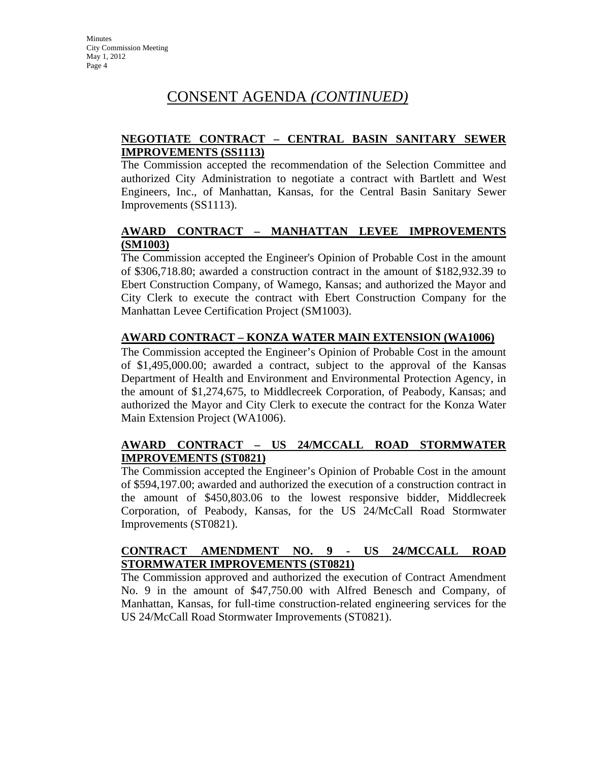# CONSENT AGENDA *(CONTINUED)*

**NEGOTIATE CONTRACT – CENTRAL BASIN SANITARY SEWER IMPROVEMENTS (SS1113)**

The Commission accepted the recommendation of the Selection Committee and authorized City Administration to negotiate a contract with Bartlett and West Engineers, Inc., of Manhattan, Kansas, for the Central Basin Sanitary Sewer Improvements (SS1113).

**AWARD CONTRACT – MANHATTAN LEVEE IMPROVEMENTS (SM1003)**

The Commission accepted the Engineer's Opinion of Probable Cost in the amount of $306,718.80; awarded a construction contract in the amount of $182,932.39 to Ebert Construction Company, of Wamego, Kansas; and authorized the Mayor and City Clerk to execute the contract with Ebert Construction Company for the Manhattan Levee Certification Project (SM1003).

**AWARD CONTRACT – KONZA WATER MAIN EXTENSION (WA1006)**

The Commission accepted the Engineer's Opinion of Probable Cost in the amount of $1,495,000.00; awarded a contract, subject to the approval of the Kansas Department of Health and Environment and Environmental Protection Agency, in the amount of $1,274,675, to Middlecreek Corporation, of Peabody, Kansas; and authorized the Mayor and City Clerk to execute the contract for the Konza Water Main Extension Project (WA1006).

**AWARD CONTRACT – US 24/MCCALL ROAD STORMWATER IMPROVEMENTS (ST0821)**

The Commission accepted the Engineer's Opinion of Probable Cost in the amount of $594,197.00; awarded and authorized the execution of a construction contract in the amount of $450,803.06 to the lowest responsive bidder, Middlecreek Corporation, of Peabody, Kansas, for the US 24/McCall Road Stormwater Improvements (ST0821).

**CONTRACT AMENDMENT NO. 9 - US 24/MCCALL ROAD STORMWATER IMPROVEMENTS (ST0821)**

The Commission approved and authorized the execution of Contract Amendment No. 9 in the amount of $47,750.00 with Alfred Benesch and Company, of Manhattan, Kansas, for full-time construction-related engineering services for the US 24/McCall Road Stormwater Improvements (ST0821).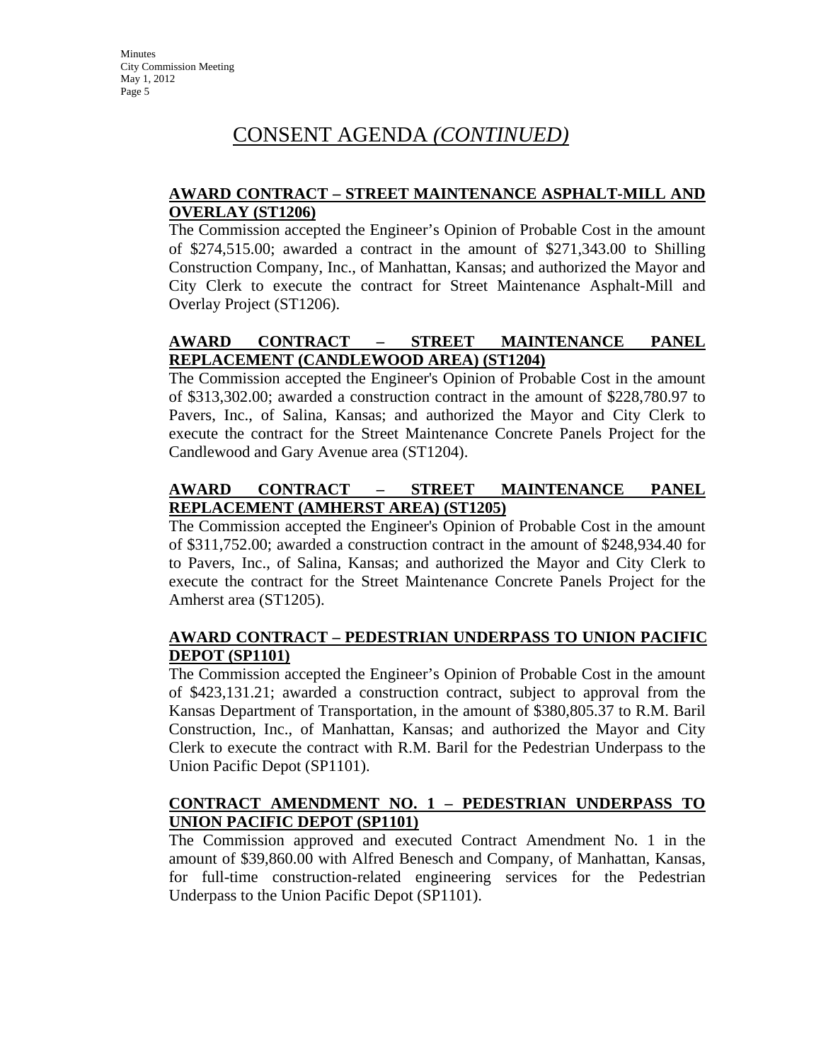# CONSENT AGENDA *(CONTINUED)*

**AWARD CONTRACT – STREET MAINTENANCE ASPHALT-MILL AND OVERLAY (ST1206)**

The Commission accepted the Engineer's Opinion of Probable Cost in the amount of $274,515.00; awarded a contract in the amount of $271,343.00 to Shilling Construction Company, Inc., of Manhattan, Kansas; and authorized the Mayor and City Clerk to execute the contract for Street Maintenance Asphalt-Mill and Overlay Project (ST1206).

**AWARD CONTRACT – STREET MAINTENANCE PANEL REPLACEMENT (CANDLEWOOD AREA) (ST1204)**

The Commission accepted the Engineer's Opinion of Probable Cost in the amount of $313,302.00; awarded a construction contract in the amount of $228,780.97 to Pavers, Inc., of Salina, Kansas; and authorized the Mayor and City Clerk to execute the contract for the Street Maintenance Concrete Panels Project for the Candlewood and Gary Avenue area (ST1204).

**AWARD CONTRACT – STREET MAINTENANCE PANEL REPLACEMENT (AMHERST AREA) (ST1205)**

The Commission accepted the Engineer's Opinion of Probable Cost in the amount of $311,752.00; awarded a construction contract in the amount of $248,934.40 for to Pavers, Inc., of Salina, Kansas; and authorized the Mayor and City Clerk to execute the contract for the Street Maintenance Concrete Panels Project for the Amherst area (ST1205).

**AWARD CONTRACT – PEDESTRIAN UNDERPASS TO UNION PACIFIC DEPOT (SP1101)**

The Commission accepted the Engineer's Opinion of Probable Cost in the amount of $423,131.21; awarded a construction contract, subject to approval from the Kansas Department of Transportation, in the amount of $380,805.37 to R.M. Baril Construction, Inc., of Manhattan, Kansas; and authorized the Mayor and City Clerk to execute the contract with R.M. Baril for the Pedestrian Underpass to the Union Pacific Depot (SP1101).

**CONTRACT AMENDMENT NO. 1 – PEDESTRIAN UNDERPASS TO UNION PACIFIC DEPOT (SP1101)**

The Commission approved and executed Contract Amendment No. 1 in the amount of $39,860.00 with Alfred Benesch and Company, of Manhattan, Kansas, for full-time construction-related engineering services for the Pedestrian Underpass to the Union Pacific Depot (SP1101).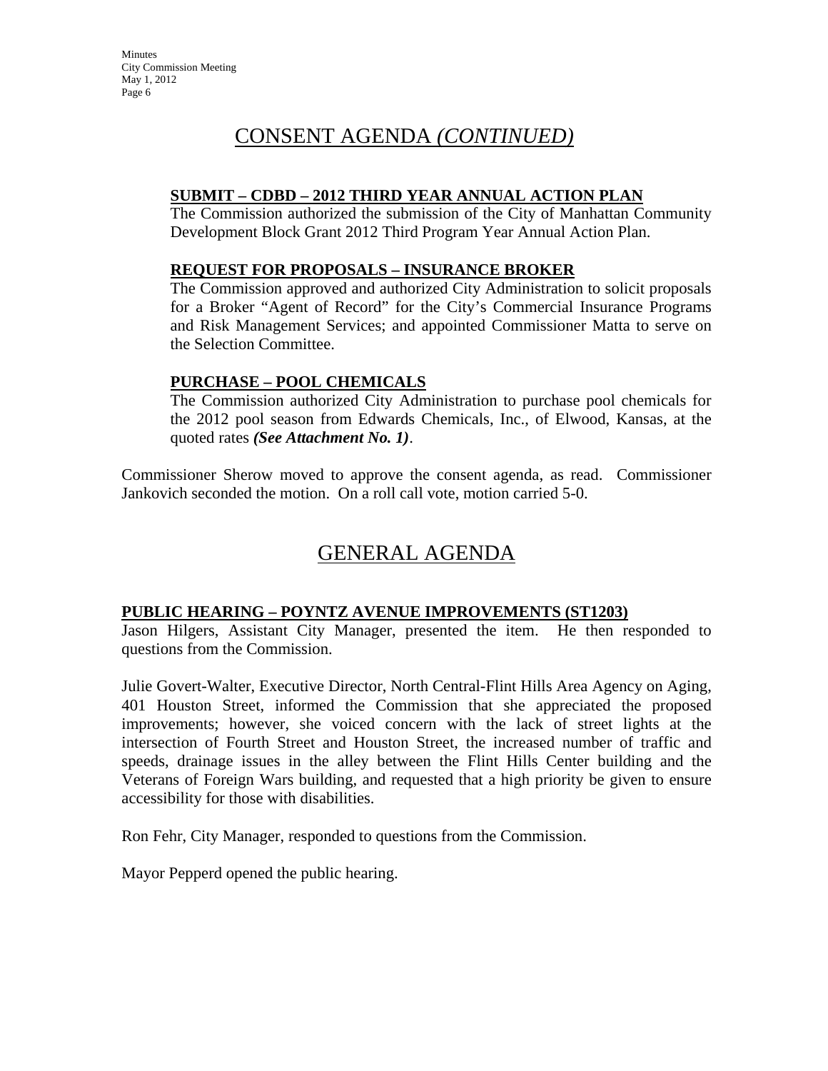# CONSENT AGENDA *(CONTINUED)*

**SUBMIT – CDBD – 2012 THIRD YEAR ANNUAL ACTION PLAN**

The Commission authorized the submission of the City of Manhattan Community Development Block Grant 2012 Third Program Year Annual Action Plan.

**REQUEST FOR PROPOSALS – INSURANCE BROKER**

The Commission approved and authorized City Administration to solicit proposals for a Broker "Agent of Record" for the City's Commercial Insurance Programs and Risk Management Services; and appointed Commissioner Matta to serve on the Selection Committee.

**PURCHASE – POOL CHEMICALS**

The Commission authorized City Administration to purchase pool chemicals for the 2012 pool season from Edwards Chemicals, Inc., of Elwood, Kansas, at the quoted rates ***(See Attachment No. 1)***.

Commissioner Sherow moved to approve the consent agenda, as read. Commissioner Jankovich seconded the motion. On a roll call vote, motion carried 5-0.

# GENERAL AGENDA

**PUBLIC HEARING – POYNTZ AVENUE IMPROVEMENTS (ST1203)**

Jason Hilgers, Assistant City Manager, presented the item. He then responded to questions from the Commission.

Julie Govert-Walter, Executive Director, North Central-Flint Hills Area Agency on Aging, 401 Houston Street, informed the Commission that she appreciated the proposed improvements; however, she voiced concern with the lack of street lights at the intersection of Fourth Street and Houston Street, the increased number of traffic and speeds, drainage issues in the alley between the Flint Hills Center building and the Veterans of Foreign Wars building, and requested that a high priority be given to ensure accessibility for those with disabilities.

Ron Fehr, City Manager, responded to questions from the Commission.

Mayor Pepperd opened the public hearing.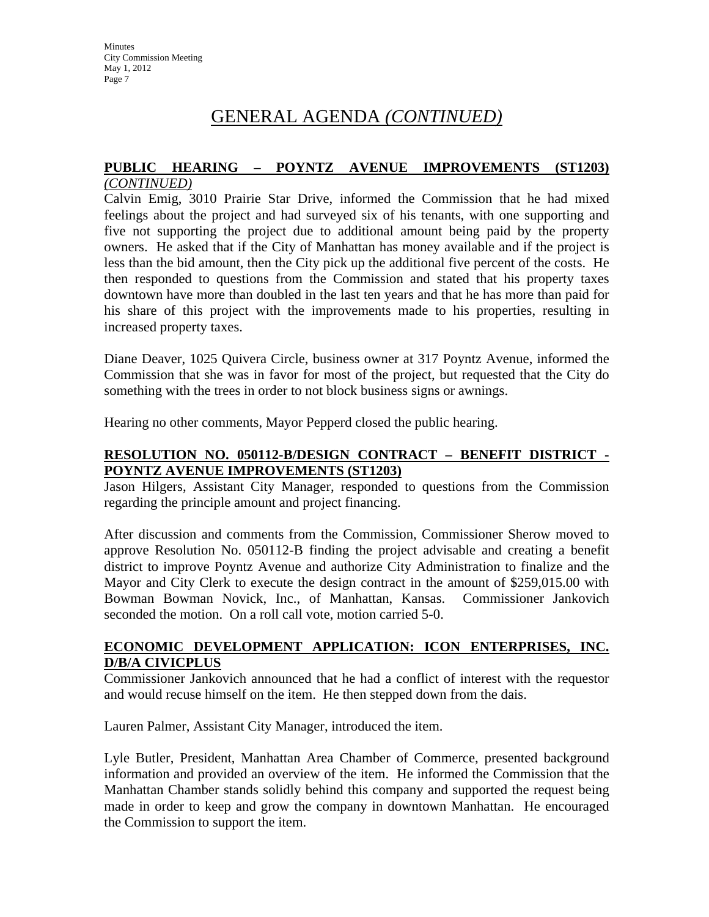# GENERAL AGENDA *(CONTINUED)*

**PUBLIC HEARING – POYNTZ AVENUE IMPROVEMENTS (ST1203)** *(CONTINUED)*

Calvin Emig, 3010 Prairie Star Drive, informed the Commission that he had mixed feelings about the project and had surveyed six of his tenants, with one supporting and five not supporting the project due to additional amount being paid by the property owners. He asked that if the City of Manhattan has money available and if the project is less than the bid amount, then the City pick up the additional five percent of the costs. He then responded to questions from the Commission and stated that his property taxes downtown have more than doubled in the last ten years and that he has more than paid for his share of this project with the improvements made to his properties, resulting in increased property taxes.

Diane Deaver, 1025 Quivera Circle, business owner at 317 Poyntz Avenue, informed the Commission that she was in favor for most of the project, but requested that the City do something with the trees in order to not block business signs or awnings.

Hearing no other comments, Mayor Pepperd closed the public hearing.

**RESOLUTION NO. 050112-B/DESIGN CONTRACT – BENEFIT DISTRICT - POYNTZ AVENUE IMPROVEMENTS (ST1203)**

Jason Hilgers, Assistant City Manager, responded to questions from the Commission regarding the principle amount and project financing.

After discussion and comments from the Commission, Commissioner Sherow moved to approve Resolution No. 050112-B finding the project advisable and creating a benefit district to improve Poyntz Avenue and authorize City Administration to finalize and the Mayor and City Clerk to execute the design contract in the amount of $259,015.00 with Bowman Bowman Novick, Inc., of Manhattan, Kansas. Commissioner Jankovich seconded the motion. On a roll call vote, motion carried 5-0.

**ECONOMIC DEVELOPMENT APPLICATION: ICON ENTERPRISES, INC. D/B/A CIVICPLUS**

Commissioner Jankovich announced that he had a conflict of interest with the requestor and would recuse himself on the item. He then stepped down from the dais.

Lauren Palmer, Assistant City Manager, introduced the item.

Lyle Butler, President, Manhattan Area Chamber of Commerce, presented background information and provided an overview of the item. He informed the Commission that the Manhattan Chamber stands solidly behind this company and supported the request being made in order to keep and grow the company in downtown Manhattan. He encouraged the Commission to support the item.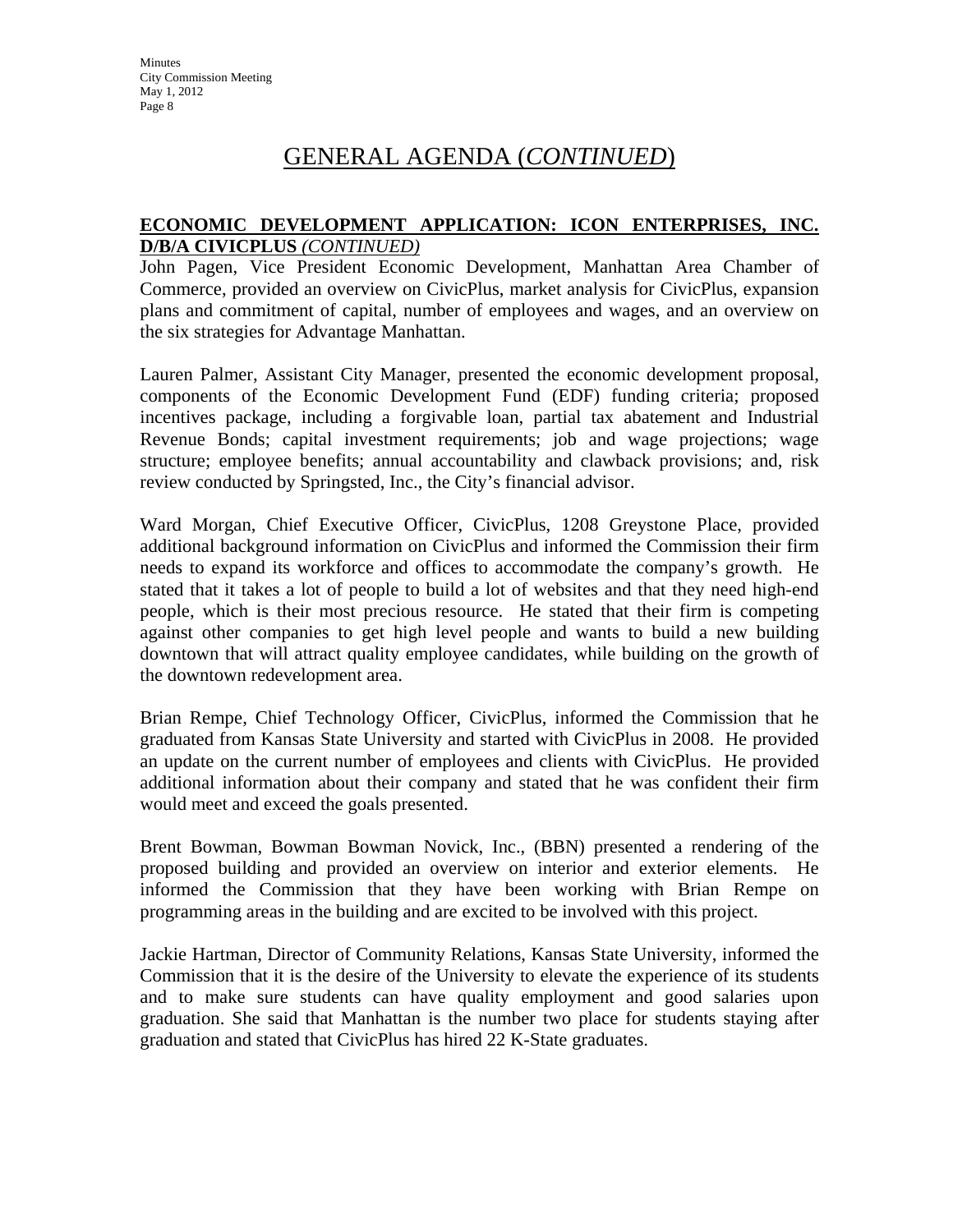# GENERAL AGENDA (*CONTINUED*)

**ECONOMIC DEVELOPMENT APPLICATION: ICON ENTERPRISES, INC. D/B/A CIVICPLUS** *(CONTINUED)*

John Pagen, Vice President Economic Development, Manhattan Area Chamber of Commerce, provided an overview on CivicPlus, market analysis for CivicPlus, expansion plans and commitment of capital, number of employees and wages, and an overview on the six strategies for Advantage Manhattan.

Lauren Palmer, Assistant City Manager, presented the economic development proposal, components of the Economic Development Fund (EDF) funding criteria; proposed incentives package, including a forgivable loan, partial tax abatement and Industrial Revenue Bonds; capital investment requirements; job and wage projections; wage structure; employee benefits; annual accountability and clawback provisions; and, risk review conducted by Springsted, Inc., the City's financial advisor.

Ward Morgan, Chief Executive Officer, CivicPlus, 1208 Greystone Place, provided additional background information on CivicPlus and informed the Commission their firm needs to expand its workforce and offices to accommodate the company's growth. He stated that it takes a lot of people to build a lot of websites and that they need high-end people, which is their most precious resource. He stated that their firm is competing against other companies to get high level people and wants to build a new building downtown that will attract quality employee candidates, while building on the growth of the downtown redevelopment area.

Brian Rempe, Chief Technology Officer, CivicPlus, informed the Commission that he graduated from Kansas State University and started with CivicPlus in 2008. He provided an update on the current number of employees and clients with CivicPlus. He provided additional information about their company and stated that he was confident their firm would meet and exceed the goals presented.

Brent Bowman, Bowman Bowman Novick, Inc., (BBN) presented a rendering of the proposed building and provided an overview on interior and exterior elements. He informed the Commission that they have been working with Brian Rempe on programming areas in the building and are excited to be involved with this project.

Jackie Hartman, Director of Community Relations, Kansas State University, informed the Commission that it is the desire of the University to elevate the experience of its students and to make sure students can have quality employment and good salaries upon graduation. She said that Manhattan is the number two place for students staying after graduation and stated that CivicPlus has hired 22 K-State graduates.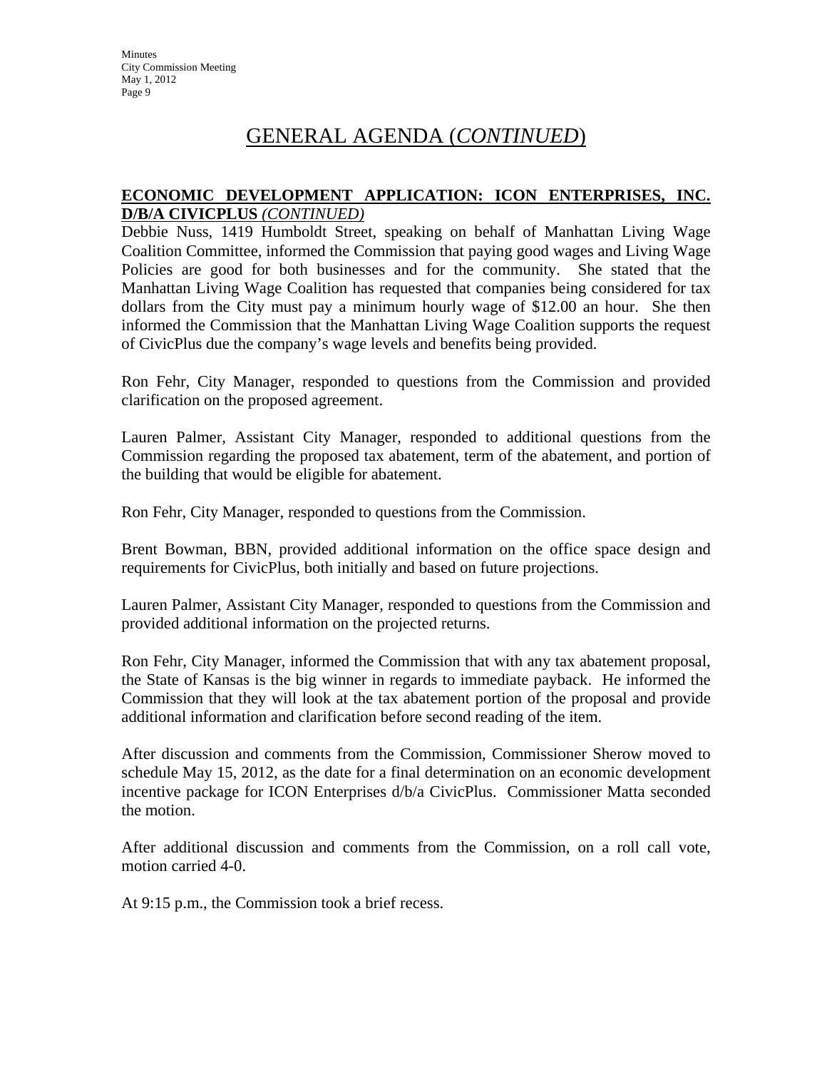# GENERAL AGENDA (*CONTINUED*)

**ECONOMIC DEVELOPMENT APPLICATION: ICON ENTERPRISES, INC. D/B/A CIVICPLUS** ***(CONTINUED)***

Debbie Nuss, 1419 Humboldt Street, speaking on behalf of Manhattan Living Wage Coalition Committee, informed the Commission that paying good wages and Living Wage Policies are good for both businesses and for the community. She stated that the Manhattan Living Wage Coalition has requested that companies being considered for tax dollars from the City must pay a minimum hourly wage of $12.00 an hour. She then informed the Commission that the Manhattan Living Wage Coalition supports the request of CivicPlus due the company's wage levels and benefits being provided.

Ron Fehr, City Manager, responded to questions from the Commission and provided clarification on the proposed agreement.

Lauren Palmer, Assistant City Manager, responded to additional questions from the Commission regarding the proposed tax abatement, term of the abatement, and portion of the building that would be eligible for abatement.

Ron Fehr, City Manager, responded to questions from the Commission.

Brent Bowman, BBN, provided additional information on the office space design and requirements for CivicPlus, both initially and based on future projections.

Lauren Palmer, Assistant City Manager, responded to questions from the Commission and provided additional information on the projected returns.

Ron Fehr, City Manager, informed the Commission that with any tax abatement proposal, the State of Kansas is the big winner in regards to immediate payback. He informed the Commission that they will look at the tax abatement portion of the proposal and provide additional information and clarification before second reading of the item.

After discussion and comments from the Commission, Commissioner Sherow moved to schedule May 15, 2012, as the date for a final determination on an economic development incentive package for ICON Enterprises d/b/a CivicPlus. Commissioner Matta seconded the motion.

After additional discussion and comments from the Commission, on a roll call vote, motion carried 4-0.

At 9:15 p.m., the Commission took a brief recess.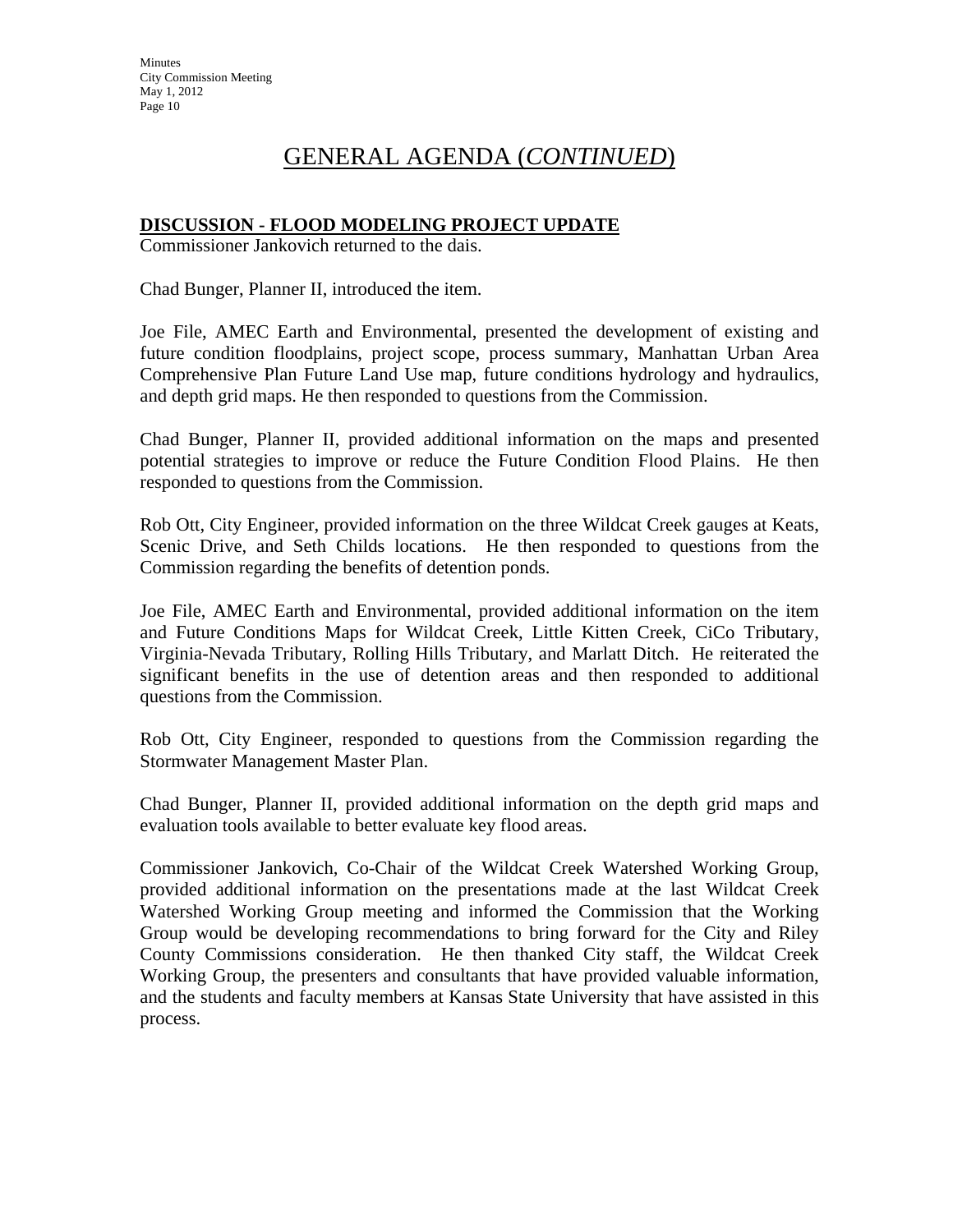# GENERAL AGENDA (*CONTINUED*)

**DISCUSSION - FLOOD MODELING PROJECT UPDATE**

Commissioner Jankovich returned to the dais.

Chad Bunger, Planner II, introduced the item.

Joe File, AMEC Earth and Environmental, presented the development of existing and future condition floodplains, project scope, process summary, Manhattan Urban Area Comprehensive Plan Future Land Use map, future conditions hydrology and hydraulics, and depth grid maps. He then responded to questions from the Commission.

Chad Bunger, Planner II, provided additional information on the maps and presented potential strategies to improve or reduce the Future Condition Flood Plains. He then responded to questions from the Commission.

Rob Ott, City Engineer, provided information on the three Wildcat Creek gauges at Keats, Scenic Drive, and Seth Childs locations. He then responded to questions from the Commission regarding the benefits of detention ponds.

Joe File, AMEC Earth and Environmental, provided additional information on the item and Future Conditions Maps for Wildcat Creek, Little Kitten Creek, CiCo Tributary, Virginia-Nevada Tributary, Rolling Hills Tributary, and Marlatt Ditch. He reiterated the significant benefits in the use of detention areas and then responded to additional questions from the Commission.

Rob Ott, City Engineer, responded to questions from the Commission regarding the Stormwater Management Master Plan.

Chad Bunger, Planner II, provided additional information on the depth grid maps and evaluation tools available to better evaluate key flood areas.

Commissioner Jankovich, Co-Chair of the Wildcat Creek Watershed Working Group, provided additional information on the presentations made at the last Wildcat Creek Watershed Working Group meeting and informed the Commission that the Working Group would be developing recommendations to bring forward for the City and Riley County Commissions consideration. He then thanked City staff, the Wildcat Creek Working Group, the presenters and consultants that have provided valuable information, and the students and faculty members at Kansas State University that have assisted in this process.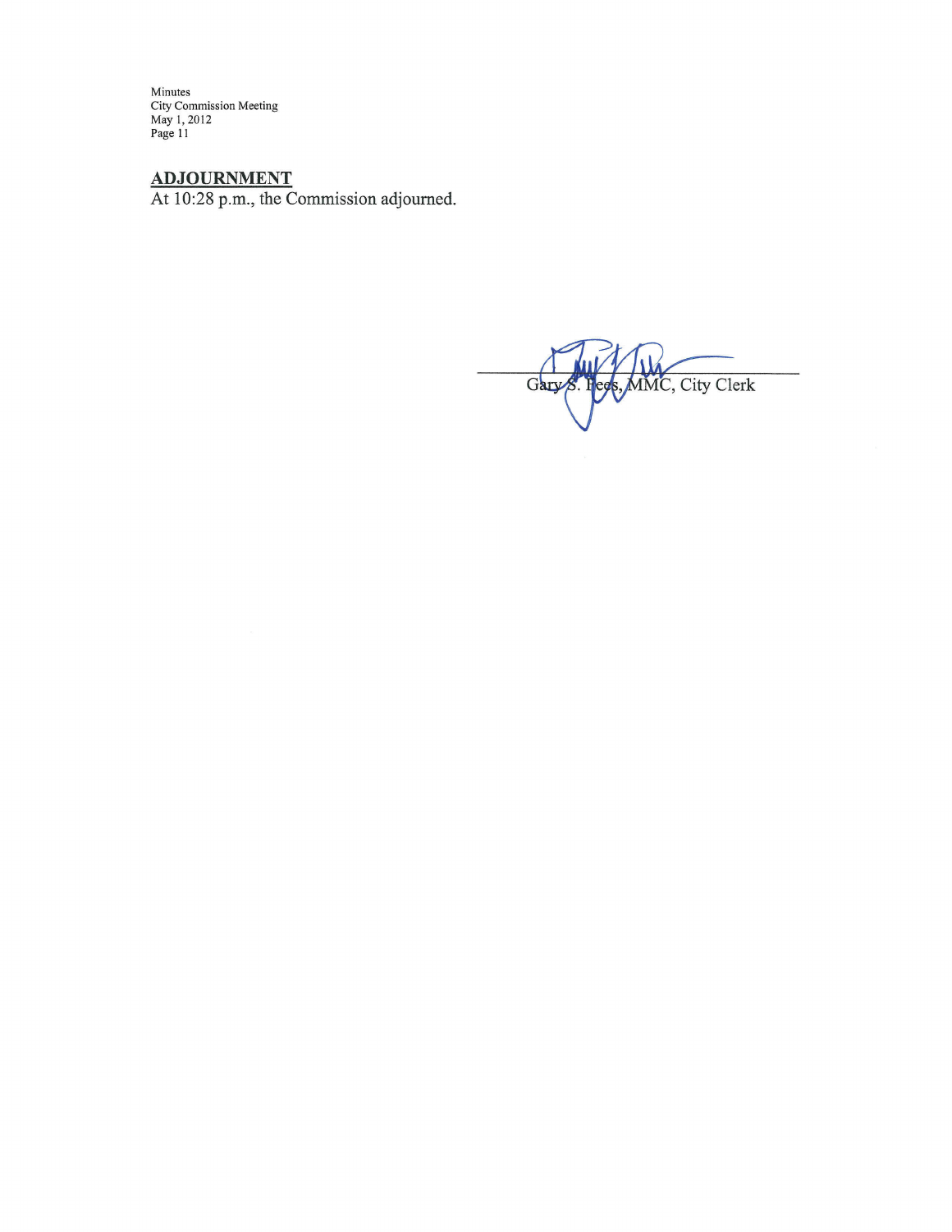## ADJOURNMENT

At 10:28 p.m., the Commission adjourned.

Gary S. Fees, MMC, City Clerk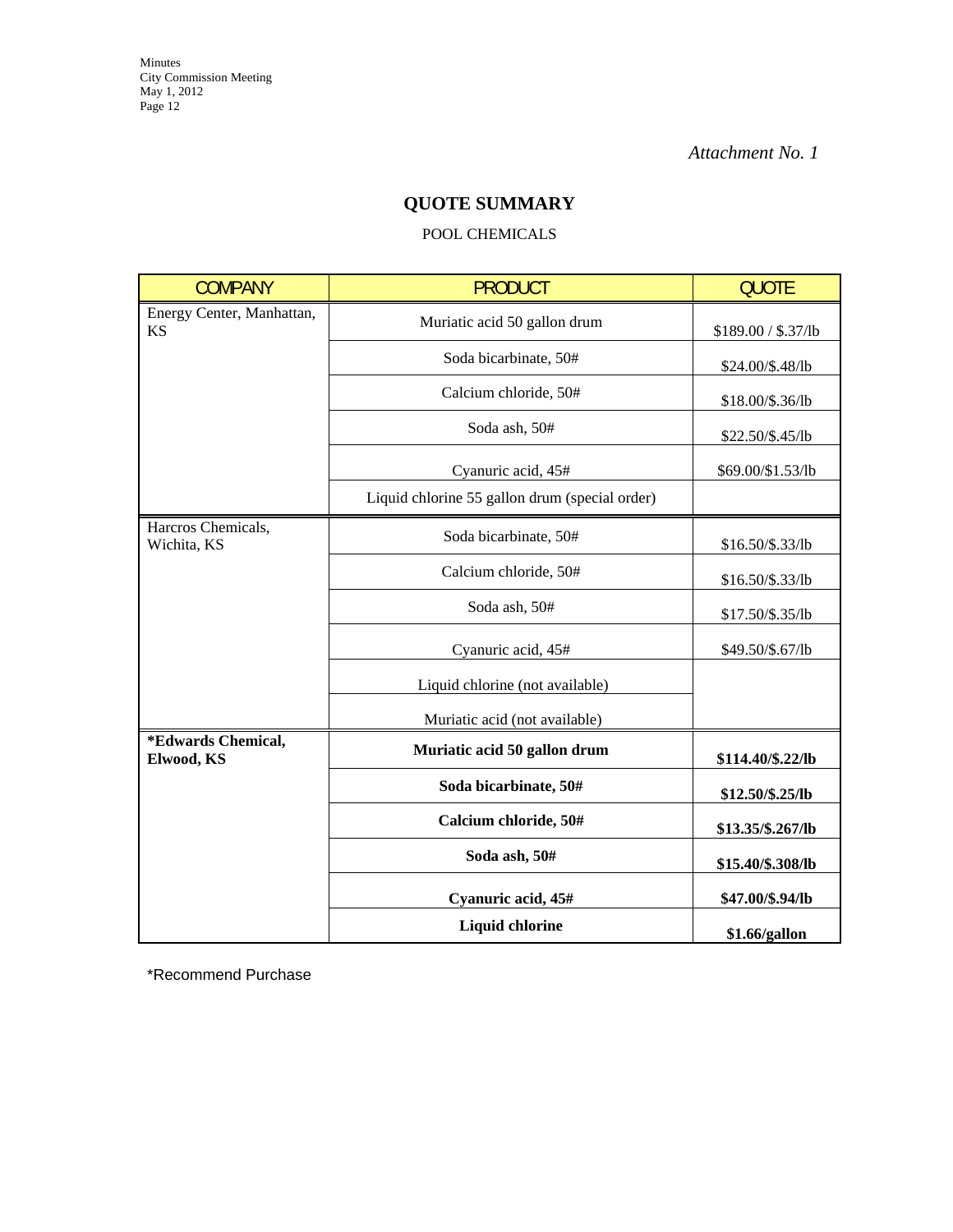*Attachment No. 1*

## QUOTE SUMMARY

POOL CHEMICALS

| COMPANY | PRODUCT | QUOTE |
|---|---|---|
| Energy Center, Manhattan, KS | Muriatic acid 50 gallon drum | $189.00 / $.37/lb |
| | Soda bicarbinate, 50# | $24.00/$.48/lb |
| | Calcium chloride, 50# | $18.00/$.36/lb |
| | Soda ash, 50# | $22.50/$.45/lb |
| | Cyanuric acid, 45# | $69.00/$1.53/lb |
| | Liquid chlorine 55 gallon drum (special order) | |
| Harcros Chemicals, Wichita, KS | Soda bicarbinate, 50# | $16.50/$.33/lb |
| | Calcium chloride, 50# | $16.50/$.33/lb |
| | Soda ash, 50# | $17.50/$.35/lb |
| | Cyanuric acid, 45# | $49.50/$.67/lb |
| | Liquid chlorine (not available) | |
| | Muriatic acid (not available) | |
| **\*Edwards Chemical, Elwood, KS** | **Muriatic acid 50 gallon drum** | **$114.40/$.22/lb** |
| | **Soda bicarbinate, 50#** | **$12.50/$.25/lb** |
| | **Calcium chloride, 50#** | **$13.35/$.267/lb** |
| | **Soda ash, 50#** | **$15.40/$.308/lb** |
| | **Cyanuric acid, 45#** | **$47.00/$.94/lb** |
| | **Liquid chlorine** | **$1.66/gallon** |

*Recommend Purchase